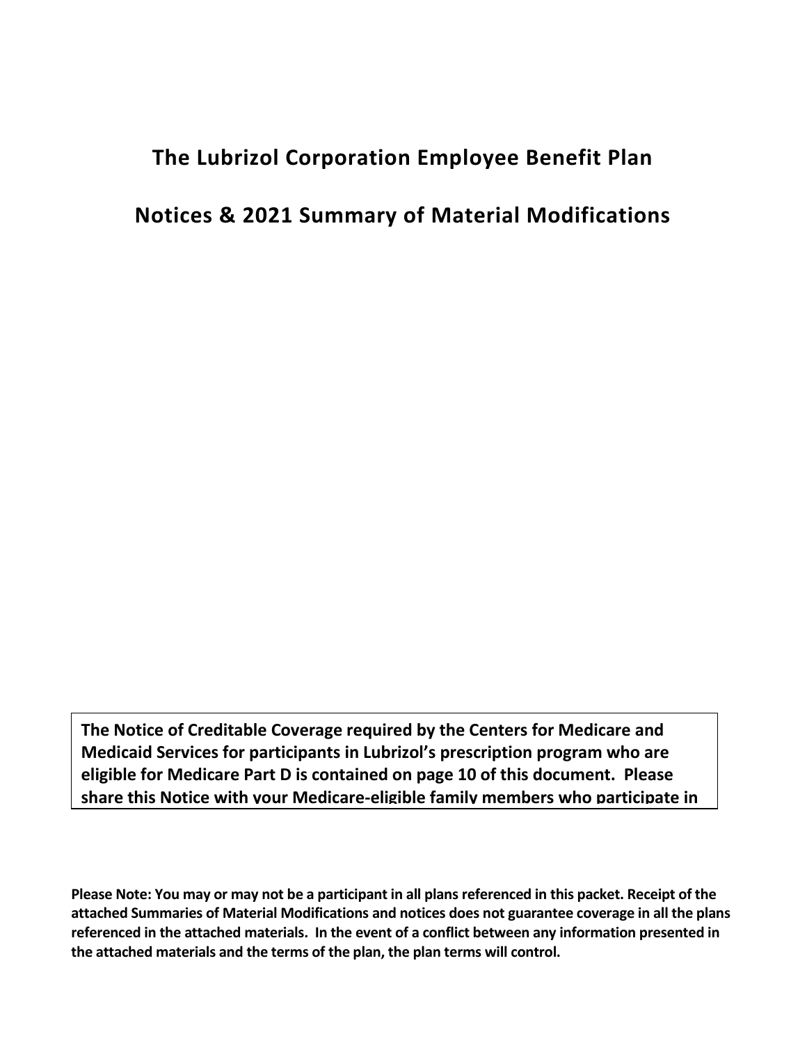# The Lubrizol Corporation Employee Benefit Plan

# Notices & 2021 Summary of Material Modifications

**The Notice of Creditable Coverage required by the Centers for Medicare and Medicaid Services for participants in Lubrizol's prescription program who are eligible for Medicare Part D is contained on page 10 of this document. Please share this Notice with your Medicare-eligible family members who participate in**

**Please Note: You may or may not be a participant in all plans referenced in this packet. Receipt of the attached Summaries of Material Modifications and notices does not guarantee coverage in all the plans referenced in the attached materials. In the event of a conflict between any information presented in the attached materials and the terms of the plan, the plan terms will control.**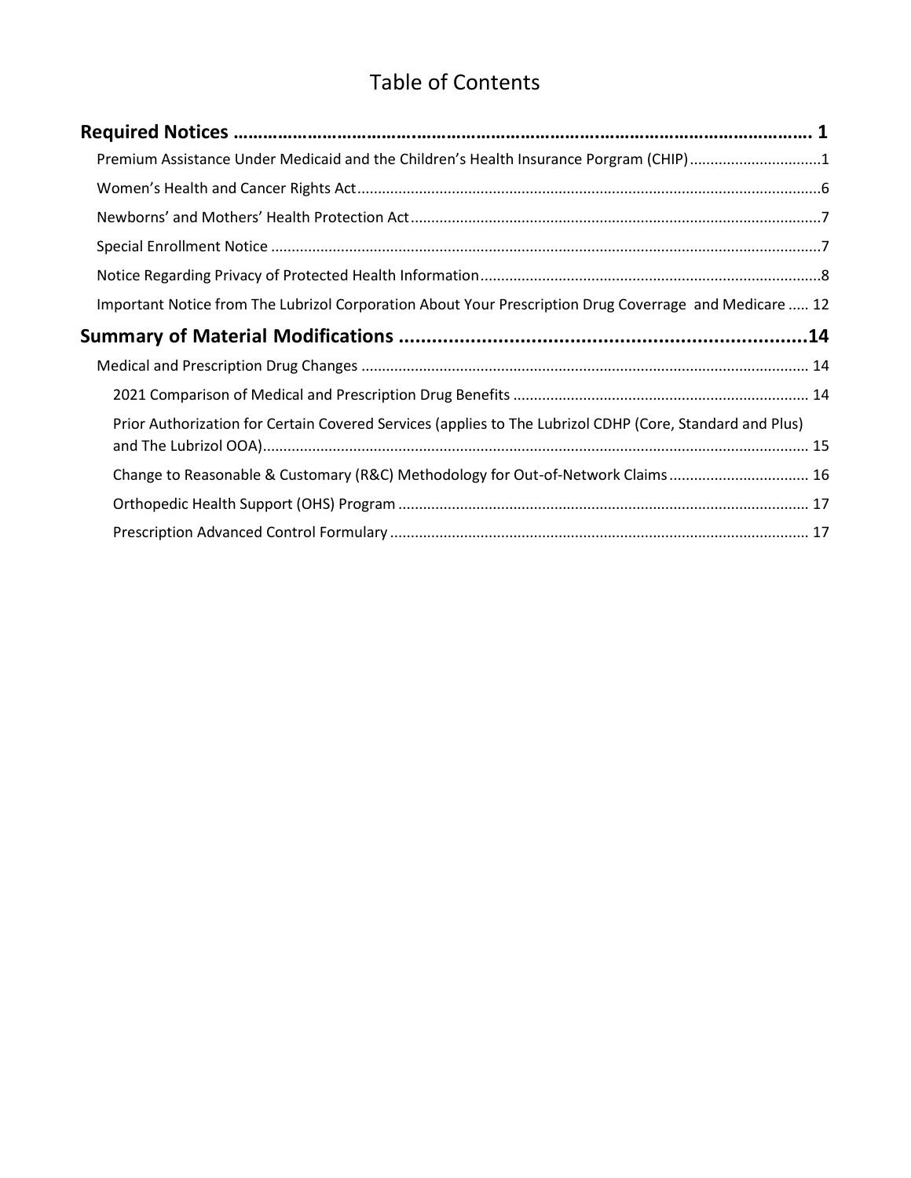# Table of Contents

**Required Notices …………………………………………………………………………………………………… 1**

Premium Assistance Under Medicaid and the Children's Health Insurance Porgram (CHIP)................................1

Women's Health and Cancer Rights Act................................................................................................................6

Newborns' and Mothers' Health Protection Act...................................................................................................7

Special Enrollment Notice .....................................................................................................................................7

Notice Regarding Privacy of Protected Health Information..................................................................................8

Important Notice from The Lubrizol Corporation About Your Prescription Drug Coverrage and Medicare ..... 12

**Summary of Material Modifications ..........................................................................14**

Medical and Prescription Drug Changes ............................................................................................................ 14

2021 Comparison of Medical and Prescription Drug Benefits ....................................................................... 14

Prior Authorization for Certain Covered Services (applies to The Lubrizol CDHP (Core, Standard and Plus) and The Lubrizol OOA).................................................................................................................................... 15

Change to Reasonable & Customary (R&C) Methodology for Out-of-Network Claims.................................. 16

Orthopedic Health Support (OHS) Program ................................................................................................... 17

Prescription Advanced Control Formulary ..................................................................................................... 17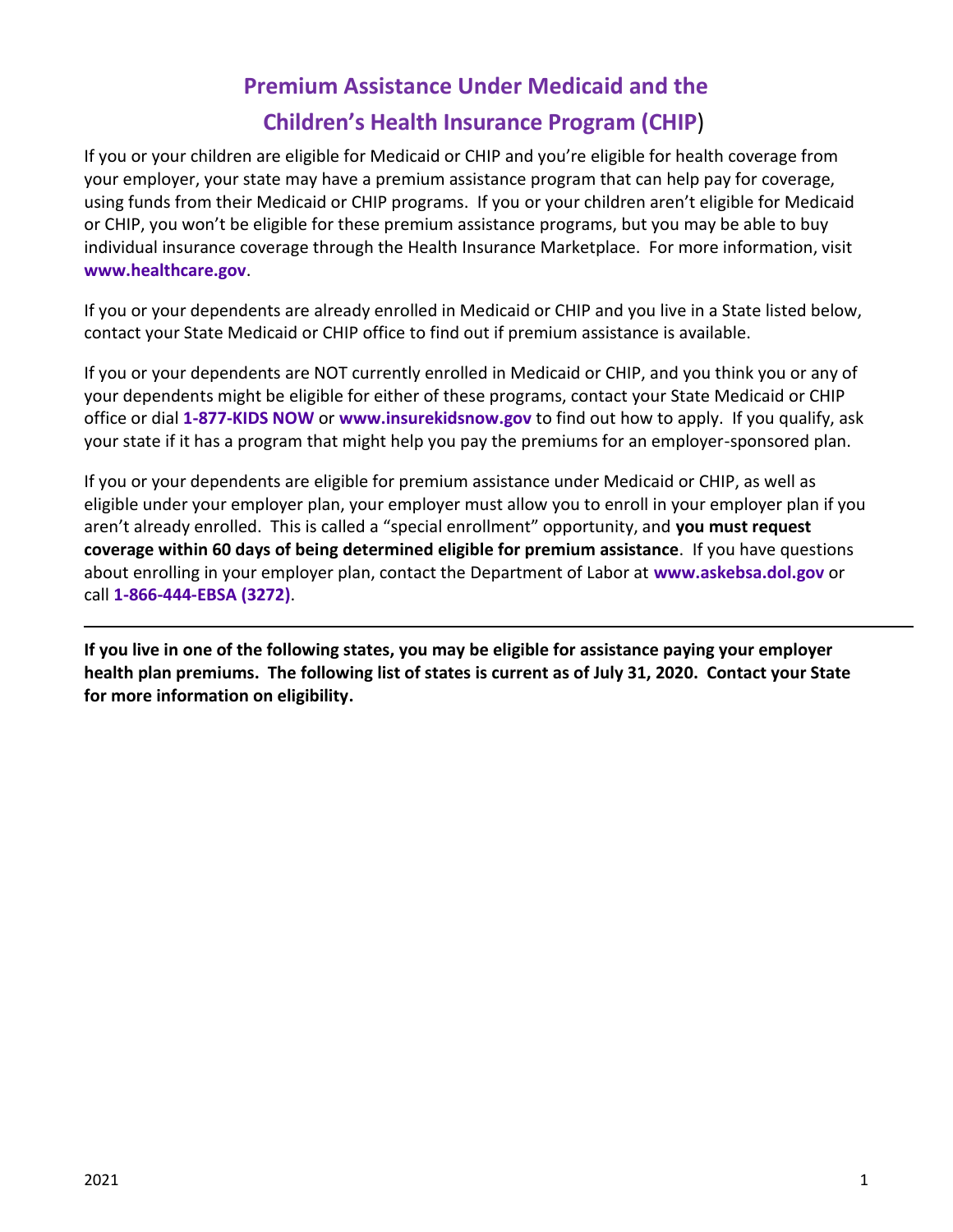# Premium Assistance Under Medicaid and the Children's Health Insurance Program (CHIP)

If you or your children are eligible for Medicaid or CHIP and you're eligible for health coverage from your employer, your state may have a premium assistance program that can help pay for coverage, using funds from their Medicaid or CHIP programs. If you or your children aren't eligible for Medicaid or CHIP, you won't be eligible for these premium assistance programs, but you may be able to buy individual insurance coverage through the Health Insurance Marketplace. For more information, visit **www.healthcare.gov**.

If you or your dependents are already enrolled in Medicaid or CHIP and you live in a State listed below, contact your State Medicaid or CHIP office to find out if premium assistance is available.

If you or your dependents are NOT currently enrolled in Medicaid or CHIP, and you think you or any of your dependents might be eligible for either of these programs, contact your State Medicaid or CHIP office or dial **1-877-KIDS NOW** or **www.insurekidsnow.gov** to find out how to apply. If you qualify, ask your state if it has a program that might help you pay the premiums for an employer-sponsored plan.

If you or your dependents are eligible for premium assistance under Medicaid or CHIP, as well as eligible under your employer plan, your employer must allow you to enroll in your employer plan if you aren't already enrolled. This is called a "special enrollment" opportunity, and **you must request coverage within 60 days of being determined eligible for premium assistance**. If you have questions about enrolling in your employer plan, contact the Department of Labor at **www.askebsa.dol.gov** or call **1-866-444-EBSA (3272)**.

---

**If you live in one of the following states, you may be eligible for assistance paying your employer health plan premiums. The following list of states is current as of July 31, 2020. Contact your State for more information on eligibility.**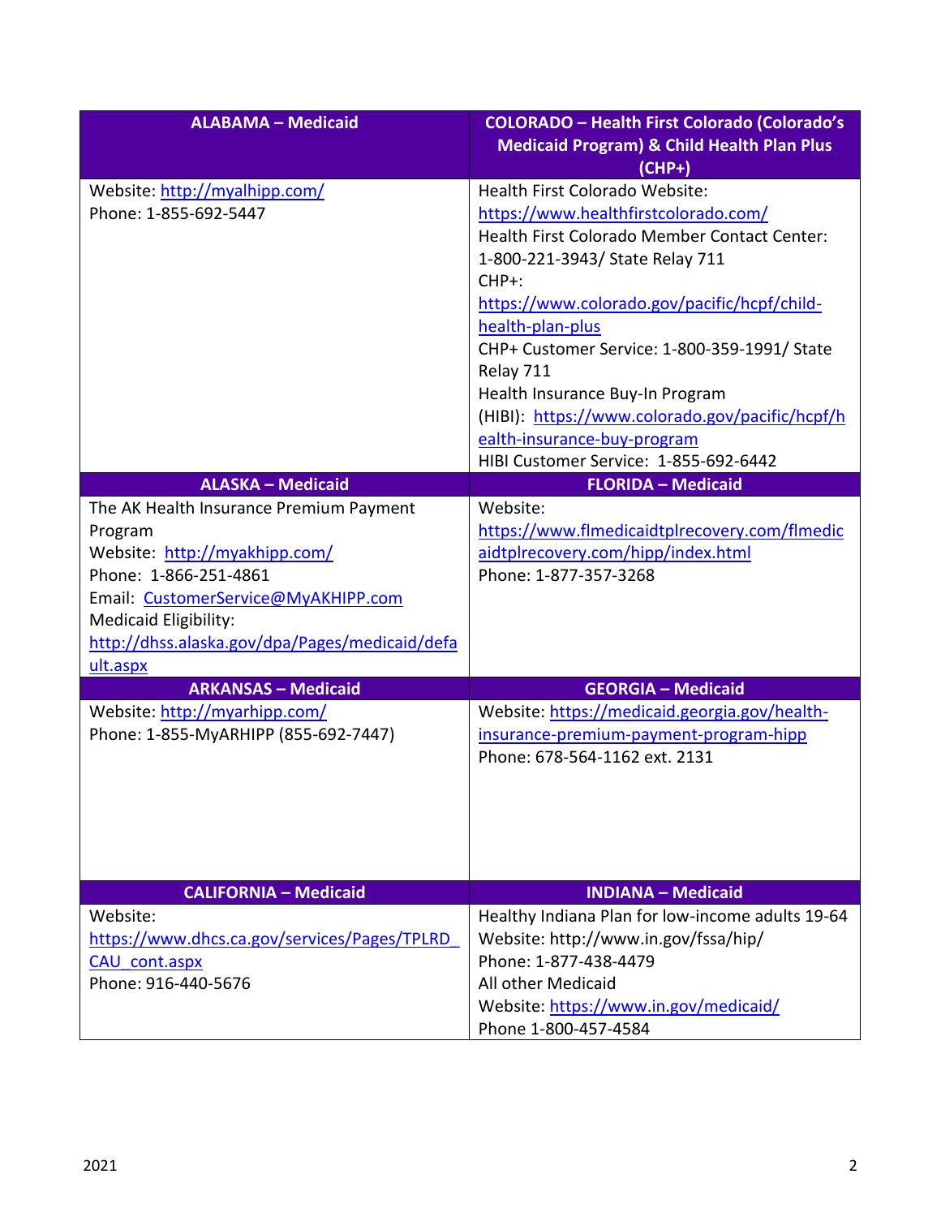| ALABAMA – Medicaid | COLORADO – Health First Colorado (Colorado's Medicaid Program) & Child Health Plan Plus (CHP+) |
|---|---|
| Website: http://myalhipp.com/<br>Phone: 1-855-692-5447 | Health First Colorado Website: https://www.healthfirstcolorado.com/<br>Health First Colorado Member Contact Center: 1-800-221-3943/ State Relay 711<br>CHP+: https://www.colorado.gov/pacific/hcpf/child-health-plan-plus<br>CHP+ Customer Service: 1-800-359-1991/ State Relay 711<br>Health Insurance Buy-In Program (HIBI): https://www.colorado.gov/pacific/hcpf/health-insurance-buy-program<br>HIBI Customer Service: 1-855-692-6442 |
| **ALASKA – Medicaid** | **FLORIDA – Medicaid** |
| The AK Health Insurance Premium Payment Program<br>Website: http://myakhipp.com/<br>Phone: 1-866-251-4861<br>Email: CustomerService@MyAKHIPP.com<br>Medicaid Eligibility: http://dhss.alaska.gov/dpa/Pages/medicaid/default.aspx | Website: https://www.flmedicaidtplrecovery.com/flmedicaidtplrecovery.com/hipp/index.html<br>Phone: 1-877-357-3268 |
| **ARKANSAS – Medicaid** | **GEORGIA – Medicaid** |
| Website: http://myarhipp.com/<br>Phone: 1-855-MyARHIPP (855-692-7447) | Website: https://medicaid.georgia.gov/health-insurance-premium-payment-program-hipp<br>Phone: 678-564-1162 ext. 2131 |
| **CALIFORNIA – Medicaid** | **INDIANA – Medicaid** |
| Website: https://www.dhcs.ca.gov/services/Pages/TPLRD_CAU_cont.aspx<br>Phone: 916-440-5676 | Healthy Indiana Plan for low-income adults 19-64<br>Website: http://www.in.gov/fssa/hip/<br>Phone: 1-877-438-4479<br>All other Medicaid<br>Website: https://www.in.gov/medicaid/<br>Phone 1-800-457-4584 |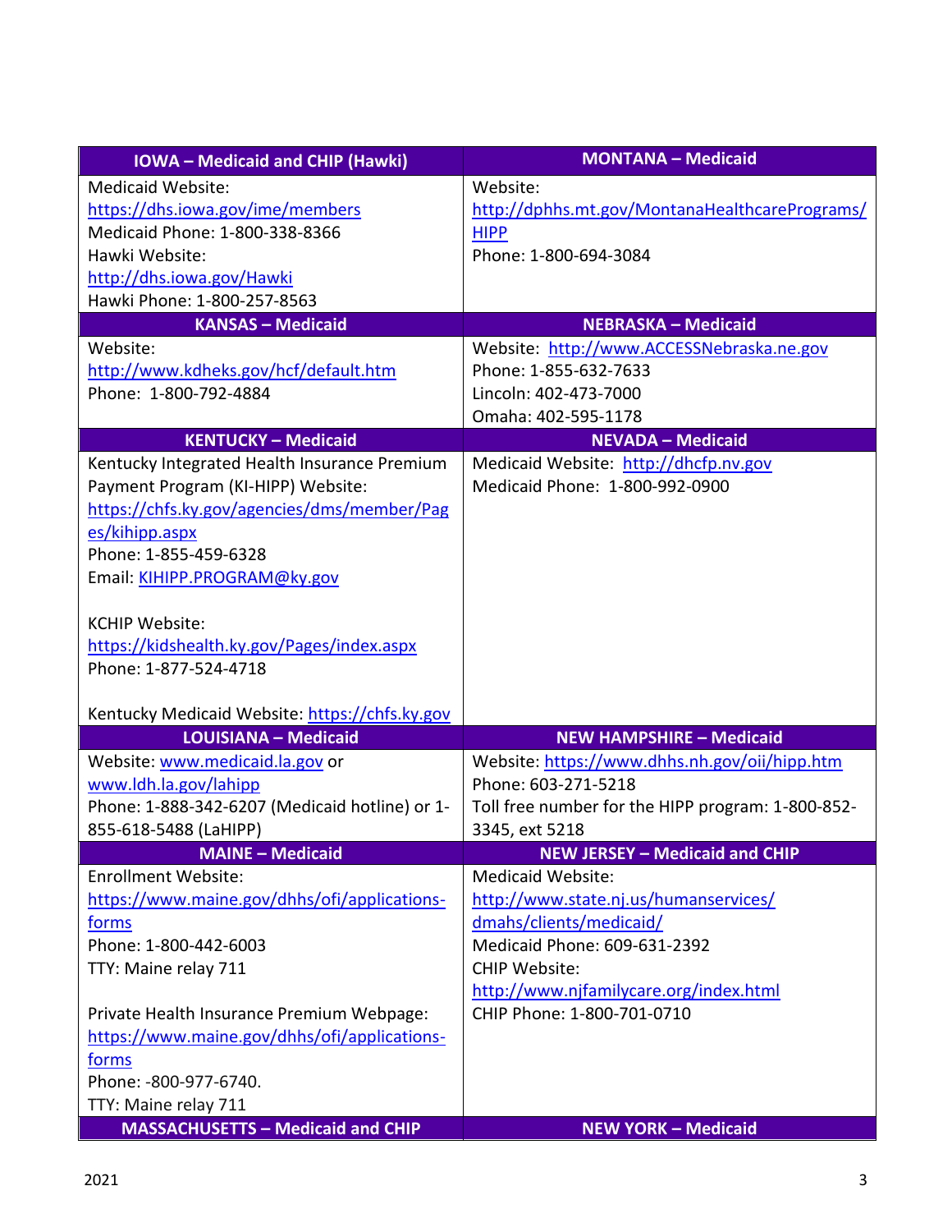| IOWA – Medicaid and CHIP (Hawki) | MONTANA – Medicaid |
|---|---|
| Medicaid Website: https://dhs.iowa.gov/ime/members<br>Medicaid Phone: 1-800-338-8366<br>Hawki Website: http://dhs.iowa.gov/Hawki<br>Hawki Phone: 1-800-257-8563 | Website: http://dphhs.mt.gov/MontanaHealthcarePrograms/HIPP<br>Phone: 1-800-694-3084 |
| **KANSAS – Medicaid** | **NEBRASKA – Medicaid** |
| Website: http://www.kdheks.gov/hcf/default.htm<br>Phone: 1-800-792-4884 | Website: http://www.ACCESSNebraska.ne.gov<br>Phone: 1-855-632-7633<br>Lincoln: 402-473-7000<br>Omaha: 402-595-1178 |
| **KENTUCKY – Medicaid** | **NEVADA – Medicaid** |
| Kentucky Integrated Health Insurance Premium Payment Program (KI-HIPP) Website: https://chfs.ky.gov/agencies/dms/member/Pages/kihipp.aspx<br>Phone: 1-855-459-6328<br>Email: KIHIPP.PROGRAM@ky.gov<br><br>KCHIP Website: https://kidshealth.ky.gov/Pages/index.aspx<br>Phone: 1-877-524-4718<br><br>Kentucky Medicaid Website: https://chfs.ky.gov | Medicaid Website: http://dhcfp.nv.gov<br>Medicaid Phone: 1-800-992-0900 |
| **LOUISIANA – Medicaid** | **NEW HAMPSHIRE – Medicaid** |
| Website: www.medicaid.la.gov or www.ldh.la.gov/lahipp<br>Phone: 1-888-342-6207 (Medicaid hotline) or 1-855-618-5488 (LaHIPP) | Website: https://www.dhhs.nh.gov/oii/hipp.htm<br>Phone: 603-271-5218<br>Toll free number for the HIPP program: 1-800-852-3345, ext 5218 |
| **MAINE – Medicaid** | **NEW JERSEY – Medicaid and CHIP** |
| Enrollment Website: https://www.maine.gov/dhhs/ofi/applications-forms<br>Phone: 1-800-442-6003<br>TTY: Maine relay 711<br><br>Private Health Insurance Premium Webpage: https://www.maine.gov/dhhs/ofi/applications-forms<br>Phone: -800-977-6740.<br>TTY: Maine relay 711 | Medicaid Website: http://www.state.nj.us/humanservices/dmahs/clients/medicaid/<br>Medicaid Phone: 609-631-2392<br>CHIP Website: http://www.njfamilycare.org/index.html<br>CHIP Phone: 1-800-701-0710 |
| **MASSACHUSETTS – Medicaid and CHIP** | **NEW YORK – Medicaid** |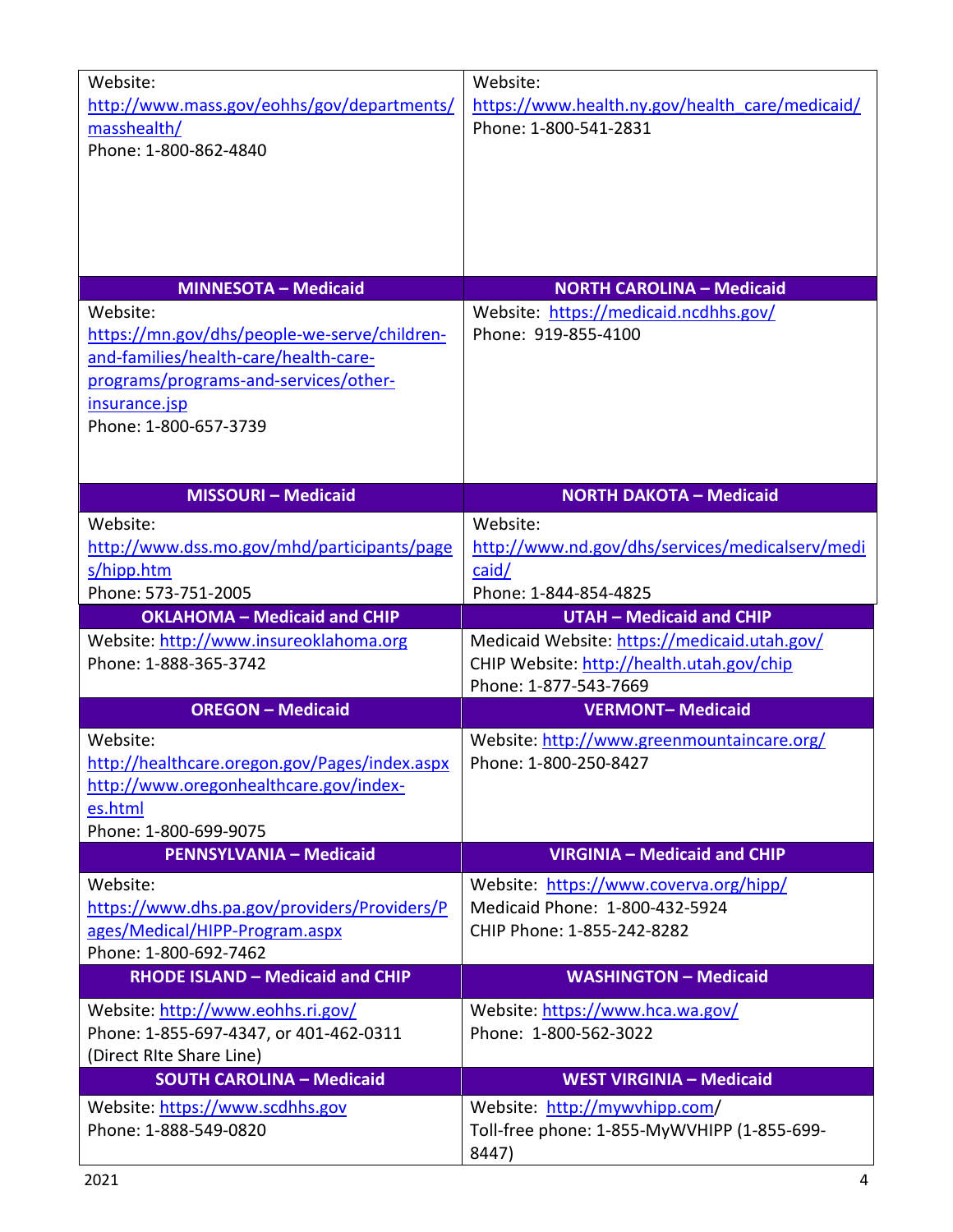| | |
|---|---|
| Website: http://www.mass.gov/eohhs/gov/departments/masshealth/<br>Phone: 1-800-862-4840 | Website: https://www.health.ny.gov/health_care/medicaid/<br>Phone: 1-800-541-2831 |
| **MINNESOTA – Medicaid** | **NORTH CAROLINA – Medicaid** |
| Website: https://mn.gov/dhs/people-we-serve/children-and-families/health-care/health-care-programs/programs-and-services/other-insurance.jsp<br>Phone: 1-800-657-3739 | Website: https://medicaid.ncdhhs.gov/<br>Phone: 919-855-4100 |
| **MISSOURI – Medicaid** | **NORTH DAKOTA – Medicaid** |
| Website: http://www.dss.mo.gov/mhd/participants/pages/hipp.htm<br>Phone: 573-751-2005 | Website: http://www.nd.gov/dhs/services/medicalserv/medicaid/<br>Phone: 1-844-854-4825 |
| **OKLAHOMA – Medicaid and CHIP** | **UTAH – Medicaid and CHIP** |
| Website: http://www.insureoklahoma.org<br>Phone: 1-888-365-3742 | Medicaid Website: https://medicaid.utah.gov/<br>CHIP Website: http://health.utah.gov/chip<br>Phone: 1-877-543-7669 |
| **OREGON – Medicaid** | **VERMONT– Medicaid** |
| Website: http://healthcare.oregon.gov/Pages/index.aspx<br>http://www.oregonhealthcare.gov/index-es.html<br>Phone: 1-800-699-9075 | Website: http://www.greenmountaincare.org/<br>Phone: 1-800-250-8427 |
| **PENNSYLVANIA – Medicaid** | **VIRGINIA – Medicaid and CHIP** |
| Website: https://www.dhs.pa.gov/providers/Providers/Pages/Medical/HIPP-Program.aspx<br>Phone: 1-800-692-7462 | Website: https://www.coverva.org/hipp/<br>Medicaid Phone: 1-800-432-5924<br>CHIP Phone: 1-855-242-8282 |
| **RHODE ISLAND – Medicaid and CHIP** | **WASHINGTON – Medicaid** |
| Website: http://www.eohhs.ri.gov/<br>Phone: 1-855-697-4347, or 401-462-0311 (Direct RIte Share Line) | Website: https://www.hca.wa.gov/<br>Phone: 1-800-562-3022 |
| **SOUTH CAROLINA – Medicaid** | **WEST VIRGINIA – Medicaid** |
| Website: https://www.scdhhs.gov<br>Phone: 1-888-549-0820 | Website: http://mywvhipp.com/<br>Toll-free phone: 1-855-MyWVHIPP (1-855-699-8447) |

2021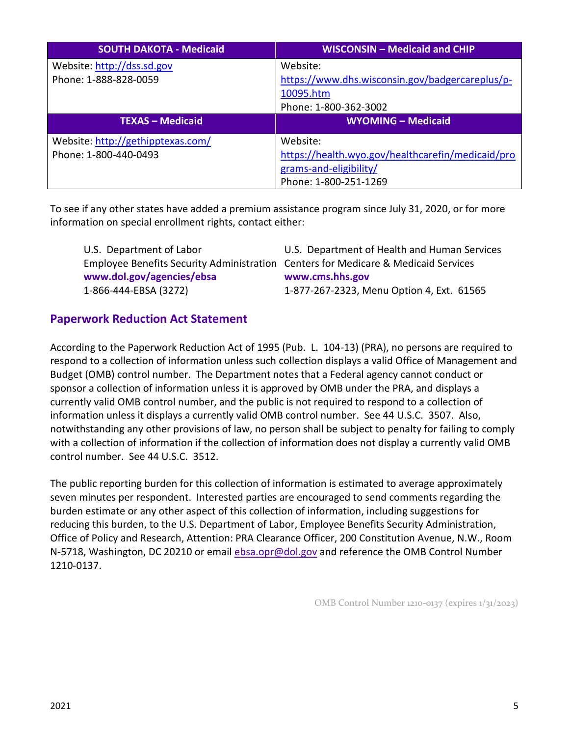| SOUTH DAKOTA - Medicaid | WISCONSIN – Medicaid and CHIP |
| --- | --- |
| Website: http://dss.sd.gov<br>Phone: 1-888-828-0059 | Website: https://www.dhs.wisconsin.gov/badgercareplus/p-10095.htm<br>Phone: 1-800-362-3002 |
| **TEXAS – Medicaid** | **WYOMING – Medicaid** |
| Website: http://gethipptexas.com/<br>Phone: 1-800-440-0493 | Website: https://health.wyo.gov/healthcarefin/medicaid/programs-and-eligibility/<br>Phone: 1-800-251-1269 |

To see if any other states have added a premium assistance program since July 31, 2020, or for more information on special enrollment rights, contact either:

U.S. Department of Labor
Employee Benefits Security Administration
**www.dol.gov/agencies/ebsa**
1-866-444-EBSA (3272)

U.S. Department of Health and Human Services
Centers for Medicare & Medicaid Services
**www.cms.hhs.gov**
1-877-267-2323, Menu Option 4, Ext. 61565

## Paperwork Reduction Act Statement

According to the Paperwork Reduction Act of 1995 (Pub. L. 104-13) (PRA), no persons are required to respond to a collection of information unless such collection displays a valid Office of Management and Budget (OMB) control number. The Department notes that a Federal agency cannot conduct or sponsor a collection of information unless it is approved by OMB under the PRA, and displays a currently valid OMB control number, and the public is not required to respond to a collection of information unless it displays a currently valid OMB control number. See 44 U.S.C. 3507. Also, notwithstanding any other provisions of law, no person shall be subject to penalty for failing to comply with a collection of information if the collection of information does not display a currently valid OMB control number. See 44 U.S.C. 3512.

The public reporting burden for this collection of information is estimated to average approximately seven minutes per respondent. Interested parties are encouraged to send comments regarding the burden estimate or any other aspect of this collection of information, including suggestions for reducing this burden, to the U.S. Department of Labor, Employee Benefits Security Administration, Office of Policy and Research, Attention: PRA Clearance Officer, 200 Constitution Avenue, N.W., Room N-5718, Washington, DC 20210 or email ebsa.opr@dol.gov and reference the OMB Control Number 1210-0137.

OMB Control Number 1210-0137 (expires 1/31/2023)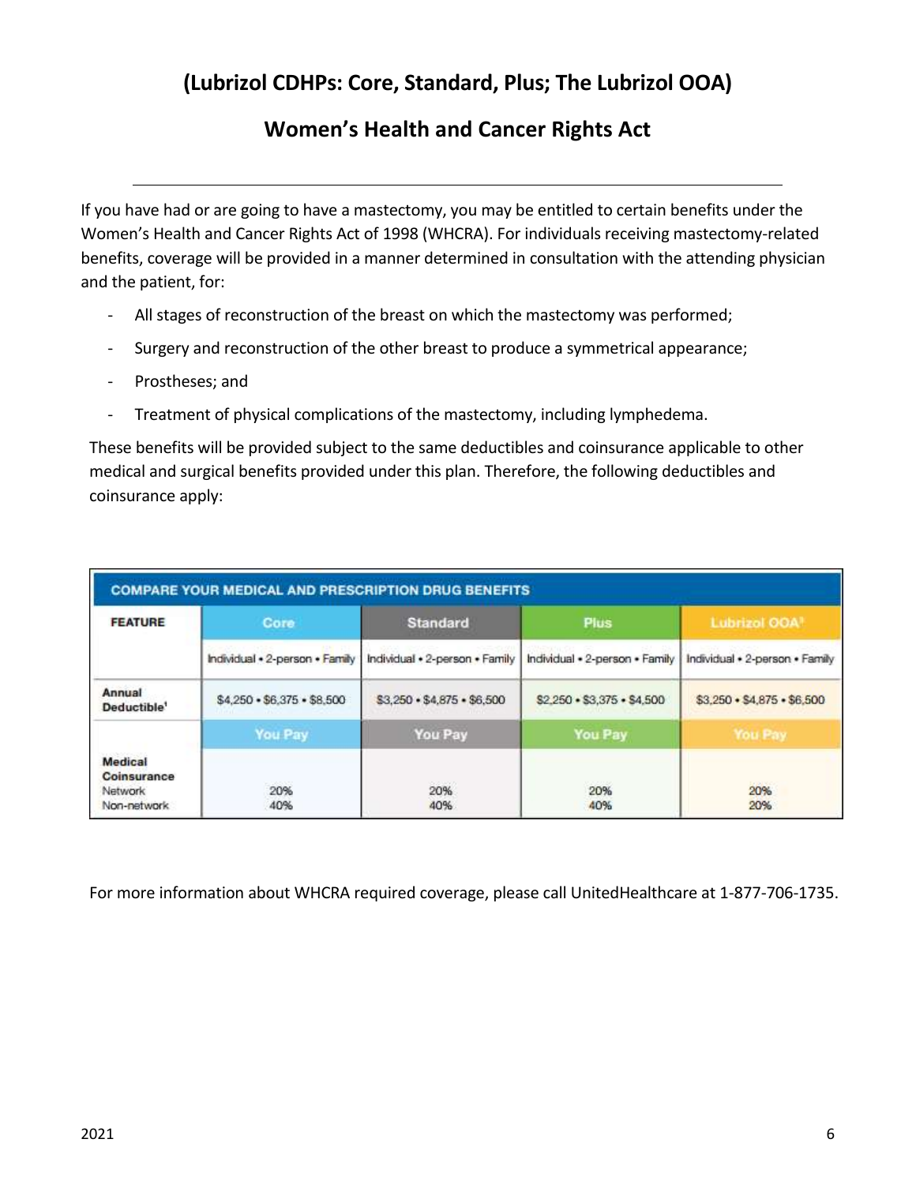## (Lubrizol CDHPs: Core, Standard, Plus; The Lubrizol OOA)

## Women's Health and Cancer Rights Act

If you have had or are going to have a mastectomy, you may be entitled to certain benefits under the Women's Health and Cancer Rights Act of 1998 (WHCRA). For individuals receiving mastectomy-related benefits, coverage will be provided in a manner determined in consultation with the attending physician and the patient, for:

- All stages of reconstruction of the breast on which the mastectomy was performed;
- Surgery and reconstruction of the other breast to produce a symmetrical appearance;
- Prostheses; and
- Treatment of physical complications of the mastectomy, including lymphedema.

These benefits will be provided subject to the same deductibles and coinsurance applicable to other medical and surgical benefits provided under this plan. Therefore, the following deductibles and coinsurance apply:

| COMPARE YOUR MEDICAL AND PRESCRIPTION DRUG BENEFITS | | | | |
|---|---|---|---|---|
| **FEATURE** | **Core** | **Standard** | **Plus** | **Lubrizol OOA**[1] |
| | Individual • 2-person • Family | Individual • 2-person • Family | Individual • 2-person • Family | Individual • 2-person • Family |
| **Annual Deductible**[1] | $4,250 • $6,375 • $8,500 | $3,250 • $4,875 • $6,500 | $2,250 • $3,375 • $4,500 | $3,250 • $4,875 • $6,500 |
| | **You Pay** | **You Pay** | **You Pay** | **You Pay** |
| **Medical Coinsurance**<br>Network<br>Non-network | <br>20%<br>40% | <br>20%<br>40% | <br>20%<br>40% | <br>20%<br>20% |

For more information about WHCRA required coverage, please call UnitedHealthcare at 1-877-706-1735.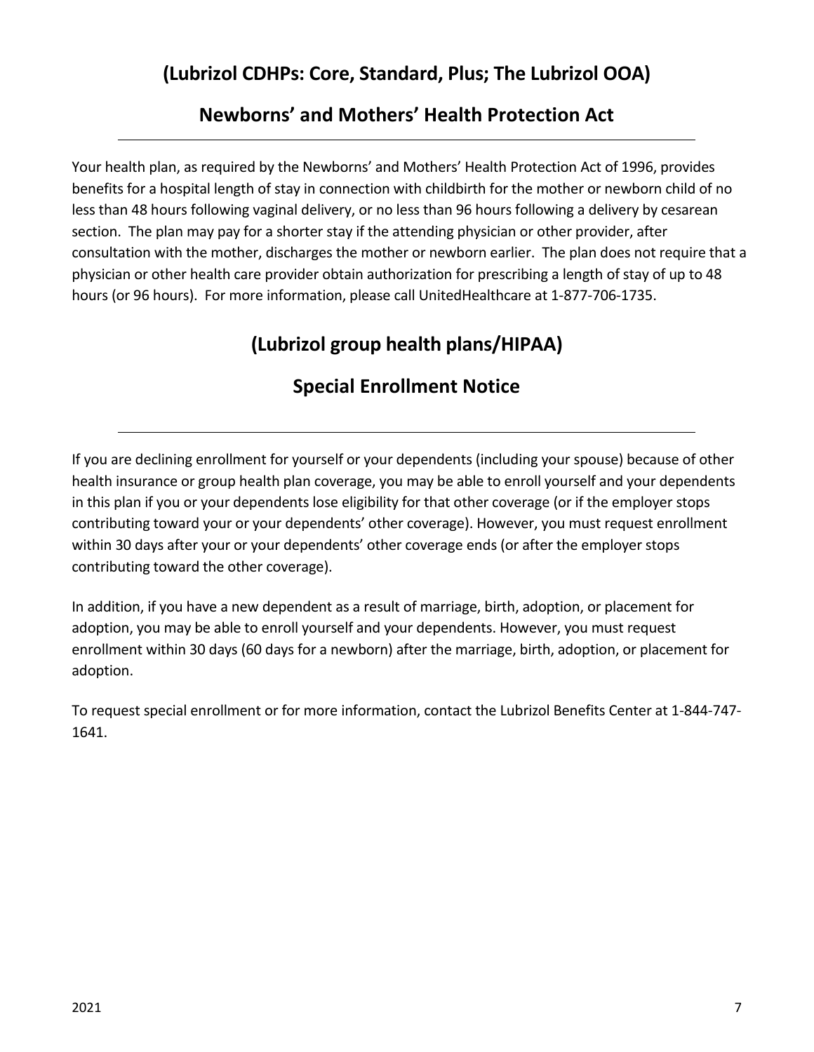## (Lubrizol CDHPs: Core, Standard, Plus; The Lubrizol OOA)

## Newborns' and Mothers' Health Protection Act

Your health plan, as required by the Newborns' and Mothers' Health Protection Act of 1996, provides benefits for a hospital length of stay in connection with childbirth for the mother or newborn child of no less than 48 hours following vaginal delivery, or no less than 96 hours following a delivery by cesarean section. The plan may pay for a shorter stay if the attending physician or other provider, after consultation with the mother, discharges the mother or newborn earlier. The plan does not require that a physician or other health care provider obtain authorization for prescribing a length of stay of up to 48 hours (or 96 hours). For more information, please call UnitedHealthcare at 1-877-706-1735.

## (Lubrizol group health plans/HIPAA)

## Special Enrollment Notice

If you are declining enrollment for yourself or your dependents (including your spouse) because of other health insurance or group health plan coverage, you may be able to enroll yourself and your dependents in this plan if you or your dependents lose eligibility for that other coverage (or if the employer stops contributing toward your or your dependents' other coverage). However, you must request enrollment within 30 days after your or your dependents' other coverage ends (or after the employer stops contributing toward the other coverage).

In addition, if you have a new dependent as a result of marriage, birth, adoption, or placement for adoption, you may be able to enroll yourself and your dependents. However, you must request enrollment within 30 days (60 days for a newborn) after the marriage, birth, adoption, or placement for adoption.

To request special enrollment or for more information, contact the Lubrizol Benefits Center at 1-844-747-1641.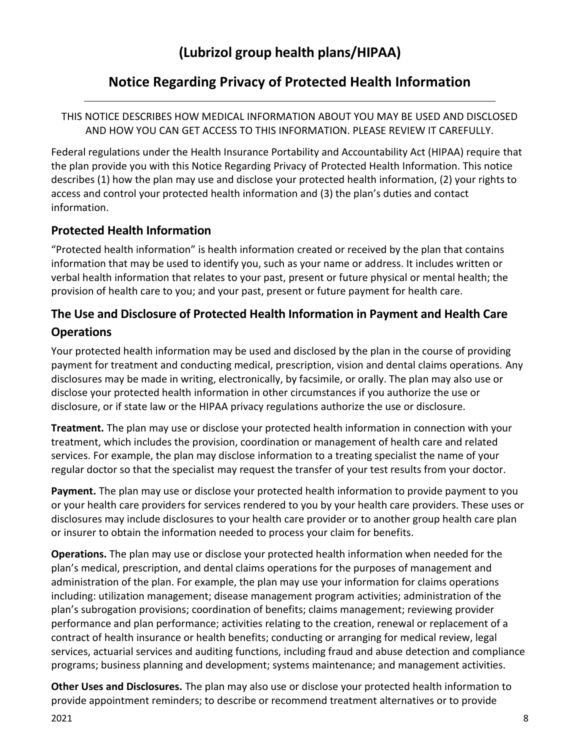# (Lubrizol group health plans/HIPAA)

## Notice Regarding Privacy of Protected Health Information

THIS NOTICE DESCRIBES HOW MEDICAL INFORMATION ABOUT YOU MAY BE USED AND DISCLOSED AND HOW YOU CAN GET ACCESS TO THIS INFORMATION. PLEASE REVIEW IT CAREFULLY.

Federal regulations under the Health Insurance Portability and Accountability Act (HIPAA) require that the plan provide you with this Notice Regarding Privacy of Protected Health Information. This notice describes (1) how the plan may use and disclose your protected health information, (2) your rights to access and control your protected health information and (3) the plan's duties and contact information.

### Protected Health Information

"Protected health information" is health information created or received by the plan that contains information that may be used to identify you, such as your name or address. It includes written or verbal health information that relates to your past, present or future physical or mental health; the provision of health care to you; and your past, present or future payment for health care.

### The Use and Disclosure of Protected Health Information in Payment and Health Care Operations

Your protected health information may be used and disclosed by the plan in the course of providing payment for treatment and conducting medical, prescription, vision and dental claims operations. Any disclosures may be made in writing, electronically, by facsimile, or orally. The plan may also use or disclose your protected health information in other circumstances if you authorize the use or disclosure, or if state law or the HIPAA privacy regulations authorize the use or disclosure.

**Treatment.** The plan may use or disclose your protected health information in connection with your treatment, which includes the provision, coordination or management of health care and related services. For example, the plan may disclose information to a treating specialist the name of your regular doctor so that the specialist may request the transfer of your test results from your doctor.

**Payment.** The plan may use or disclose your protected health information to provide payment to you or your health care providers for services rendered to you by your health care providers. These uses or disclosures may include disclosures to your health care provider or to another group health care plan or insurer to obtain the information needed to process your claim for benefits.

**Operations.** The plan may use or disclose your protected health information when needed for the plan's medical, prescription, and dental claims operations for the purposes of management and administration of the plan. For example, the plan may use your information for claims operations including: utilization management; disease management program activities; administration of the plan's subrogation provisions; coordination of benefits; claims management; reviewing provider performance and plan performance; activities relating to the creation, renewal or replacement of a contract of health insurance or health benefits; conducting or arranging for medical review, legal services, actuarial services and auditing functions, including fraud and abuse detection and compliance programs; business planning and development; systems maintenance; and management activities.

**Other Uses and Disclosures.** The plan may also use or disclose your protected health information to provide appointment reminders; to describe or recommend treatment alternatives or to provide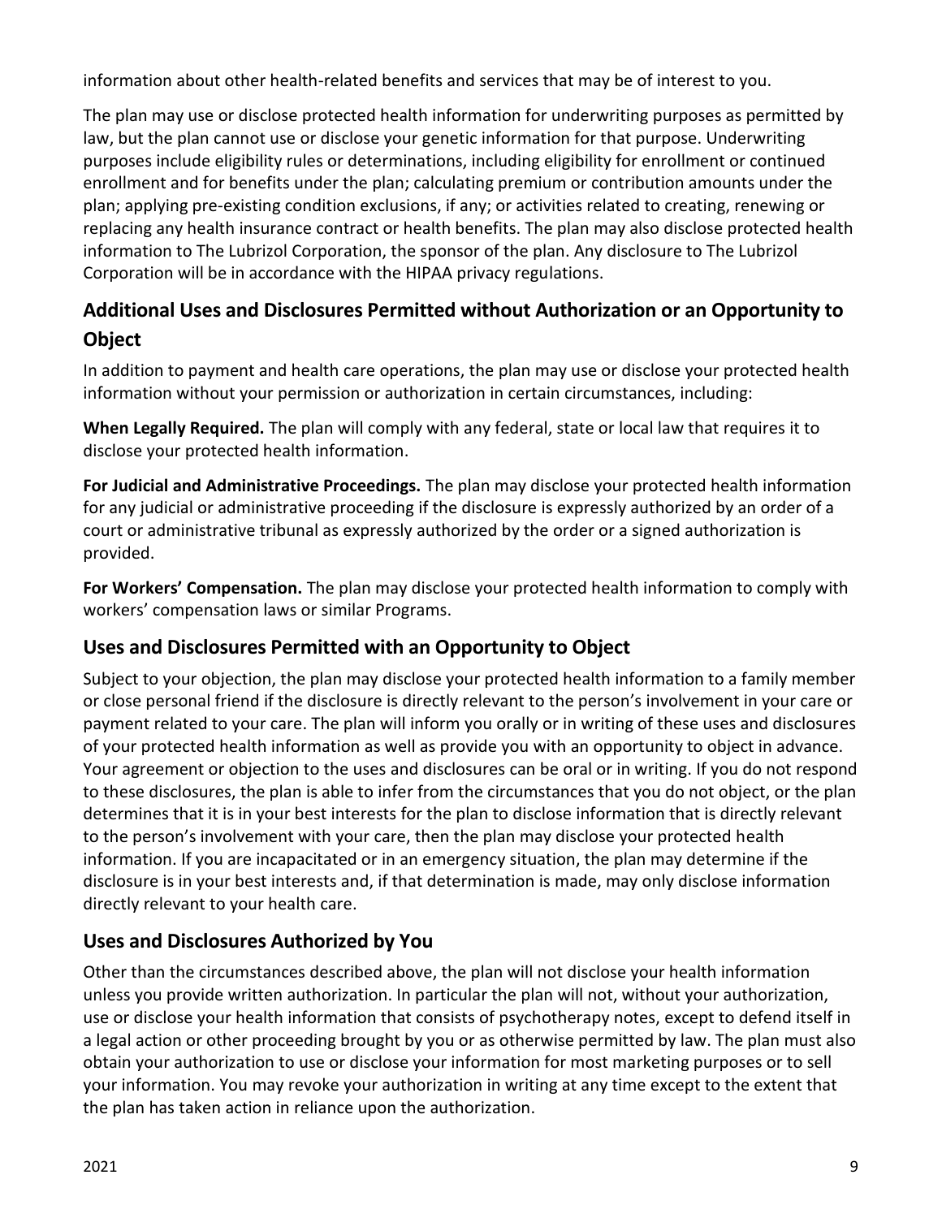information about other health-related benefits and services that may be of interest to you.

The plan may use or disclose protected health information for underwriting purposes as permitted by law, but the plan cannot use or disclose your genetic information for that purpose. Underwriting purposes include eligibility rules or determinations, including eligibility for enrollment or continued enrollment and for benefits under the plan; calculating premium or contribution amounts under the plan; applying pre-existing condition exclusions, if any; or activities related to creating, renewing or replacing any health insurance contract or health benefits. The plan may also disclose protected health information to The Lubrizol Corporation, the sponsor of the plan. Any disclosure to The Lubrizol Corporation will be in accordance with the HIPAA privacy regulations.

## Additional Uses and Disclosures Permitted without Authorization or an Opportunity to Object

In addition to payment and health care operations, the plan may use or disclose your protected health information without your permission or authorization in certain circumstances, including:

**When Legally Required.** The plan will comply with any federal, state or local law that requires it to disclose your protected health information.

**For Judicial and Administrative Proceedings.** The plan may disclose your protected health information for any judicial or administrative proceeding if the disclosure is expressly authorized by an order of a court or administrative tribunal as expressly authorized by the order or a signed authorization is provided.

**For Workers' Compensation.** The plan may disclose your protected health information to comply with workers' compensation laws or similar Programs.

## Uses and Disclosures Permitted with an Opportunity to Object

Subject to your objection, the plan may disclose your protected health information to a family member or close personal friend if the disclosure is directly relevant to the person's involvement in your care or payment related to your care. The plan will inform you orally or in writing of these uses and disclosures of your protected health information as well as provide you with an opportunity to object in advance. Your agreement or objection to the uses and disclosures can be oral or in writing. If you do not respond to these disclosures, the plan is able to infer from the circumstances that you do not object, or the plan determines that it is in your best interests for the plan to disclose information that is directly relevant to the person's involvement with your care, then the plan may disclose your protected health information. If you are incapacitated or in an emergency situation, the plan may determine if the disclosure is in your best interests and, if that determination is made, may only disclose information directly relevant to your health care.

## Uses and Disclosures Authorized by You

Other than the circumstances described above, the plan will not disclose your health information unless you provide written authorization. In particular the plan will not, without your authorization, use or disclose your health information that consists of psychotherapy notes, except to defend itself in a legal action or other proceeding brought by you or as otherwise permitted by law. The plan must also obtain your authorization to use or disclose your information for most marketing purposes or to sell your information. You may revoke your authorization in writing at any time except to the extent that the plan has taken action in reliance upon the authorization.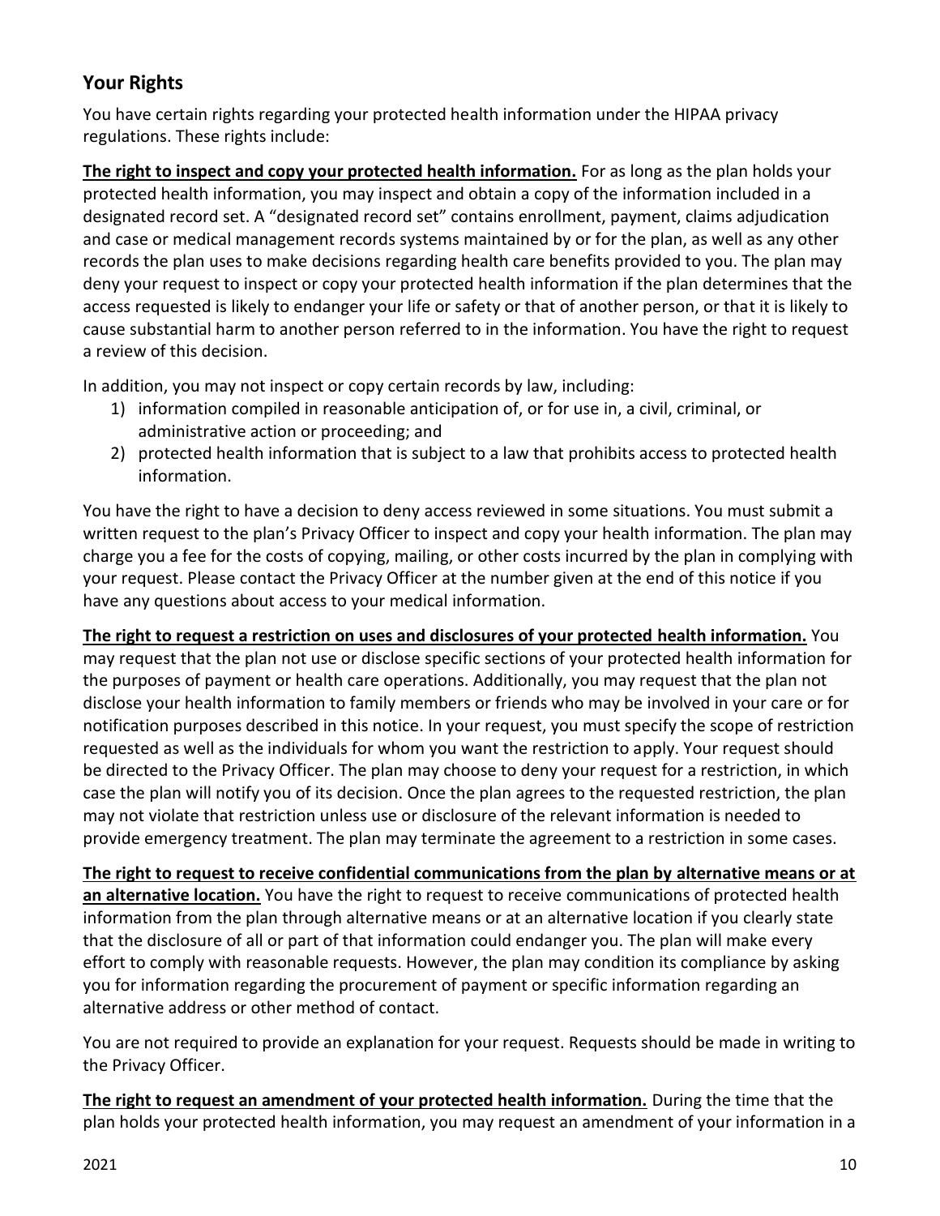## Your Rights

You have certain rights regarding your protected health information under the HIPAA privacy regulations. These rights include:

**The right to inspect and copy your protected health information.** For as long as the plan holds your protected health information, you may inspect and obtain a copy of the information included in a designated record set. A "designated record set" contains enrollment, payment, claims adjudication and case or medical management records systems maintained by or for the plan, as well as any other records the plan uses to make decisions regarding health care benefits provided to you. The plan may deny your request to inspect or copy your protected health information if the plan determines that the access requested is likely to endanger your life or safety or that of another person, or that it is likely to cause substantial harm to another person referred to in the information. You have the right to request a review of this decision.

In addition, you may not inspect or copy certain records by law, including:

1) information compiled in reasonable anticipation of, or for use in, a civil, criminal, or administrative action or proceeding; and
2) protected health information that is subject to a law that prohibits access to protected health information.

You have the right to have a decision to deny access reviewed in some situations. You must submit a written request to the plan's Privacy Officer to inspect and copy your health information. The plan may charge you a fee for the costs of copying, mailing, or other costs incurred by the plan in complying with your request. Please contact the Privacy Officer at the number given at the end of this notice if you have any questions about access to your medical information.

**The right to request a restriction on uses and disclosures of your protected health information.** You may request that the plan not use or disclose specific sections of your protected health information for the purposes of payment or health care operations. Additionally, you may request that the plan not disclose your health information to family members or friends who may be involved in your care or for notification purposes described in this notice. In your request, you must specify the scope of restriction requested as well as the individuals for whom you want the restriction to apply. Your request should be directed to the Privacy Officer. The plan may choose to deny your request for a restriction, in which case the plan will notify you of its decision. Once the plan agrees to the requested restriction, the plan may not violate that restriction unless use or disclosure of the relevant information is needed to provide emergency treatment. The plan may terminate the agreement to a restriction in some cases.

**The right to request to receive confidential communications from the plan by alternative means or at an alternative location.** You have the right to request to receive communications of protected health information from the plan through alternative means or at an alternative location if you clearly state that the disclosure of all or part of that information could endanger you. The plan will make every effort to comply with reasonable requests. However, the plan may condition its compliance by asking you for information regarding the procurement of payment or specific information regarding an alternative address or other method of contact.

You are not required to provide an explanation for your request. Requests should be made in writing to the Privacy Officer.

**The right to request an amendment of your protected health information.** During the time that the plan holds your protected health information, you may request an amendment of your information in a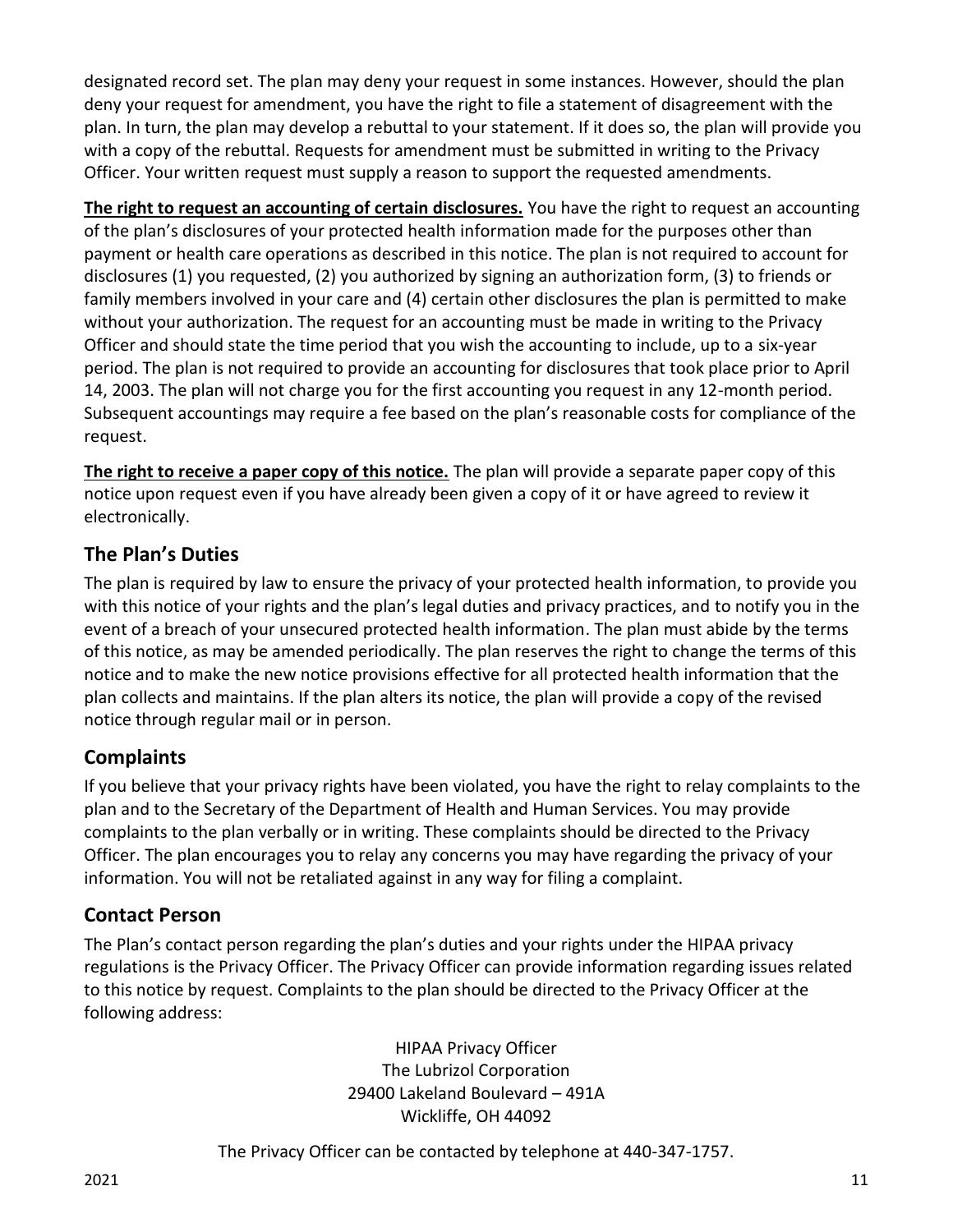designated record set. The plan may deny your request in some instances. However, should the plan deny your request for amendment, you have the right to file a statement of disagreement with the plan. In turn, the plan may develop a rebuttal to your statement. If it does so, the plan will provide you with a copy of the rebuttal. Requests for amendment must be submitted in writing to the Privacy Officer. Your written request must supply a reason to support the requested amendments.

**The right to request an accounting of certain disclosures.** You have the right to request an accounting of the plan's disclosures of your protected health information made for the purposes other than payment or health care operations as described in this notice. The plan is not required to account for disclosures (1) you requested, (2) you authorized by signing an authorization form, (3) to friends or family members involved in your care and (4) certain other disclosures the plan is permitted to make without your authorization. The request for an accounting must be made in writing to the Privacy Officer and should state the time period that you wish the accounting to include, up to a six-year period. The plan is not required to provide an accounting for disclosures that took place prior to April 14, 2003. The plan will not charge you for the first accounting you request in any 12-month period. Subsequent accountings may require a fee based on the plan's reasonable costs for compliance of the request.

**The right to receive a paper copy of this notice.** The plan will provide a separate paper copy of this notice upon request even if you have already been given a copy of it or have agreed to review it electronically.

## The Plan's Duties

The plan is required by law to ensure the privacy of your protected health information, to provide you with this notice of your rights and the plan's legal duties and privacy practices, and to notify you in the event of a breach of your unsecured protected health information. The plan must abide by the terms of this notice, as may be amended periodically. The plan reserves the right to change the terms of this notice and to make the new notice provisions effective for all protected health information that the plan collects and maintains. If the plan alters its notice, the plan will provide a copy of the revised notice through regular mail or in person.

## Complaints

If you believe that your privacy rights have been violated, you have the right to relay complaints to the plan and to the Secretary of the Department of Health and Human Services. You may provide complaints to the plan verbally or in writing. These complaints should be directed to the Privacy Officer. The plan encourages you to relay any concerns you may have regarding the privacy of your information. You will not be retaliated against in any way for filing a complaint.

## Contact Person

The Plan's contact person regarding the plan's duties and your rights under the HIPAA privacy regulations is the Privacy Officer. The Privacy Officer can provide information regarding issues related to this notice by request. Complaints to the plan should be directed to the Privacy Officer at the following address:

HIPAA Privacy Officer
The Lubrizol Corporation
29400 Lakeland Boulevard – 491A
Wickliffe, OH 44092

The Privacy Officer can be contacted by telephone at 440-347-1757.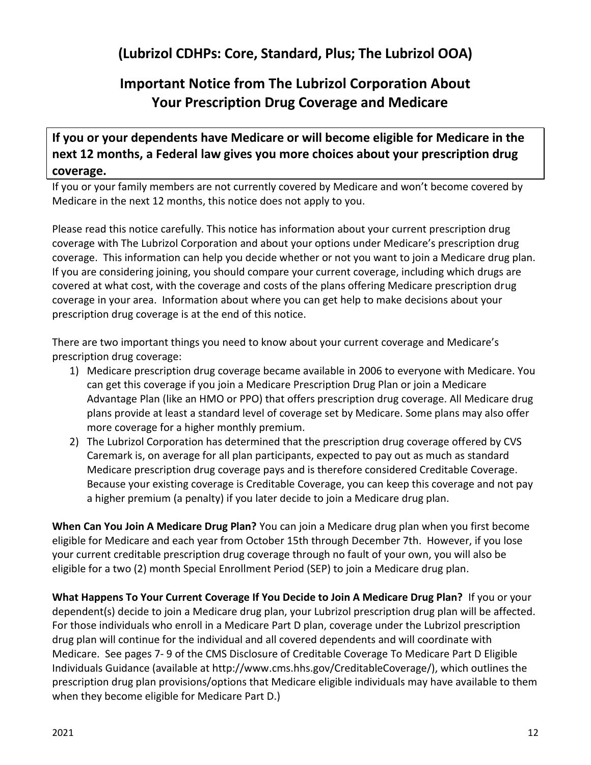## (Lubrizol CDHPs: Core, Standard, Plus; The Lubrizol OOA)

## Important Notice from The Lubrizol Corporation About Your Prescription Drug Coverage and Medicare

**If you or your dependents have Medicare or will become eligible for Medicare in the next 12 months, a Federal law gives you more choices about your prescription drug coverage.**

If you or your family members are not currently covered by Medicare and won't become covered by Medicare in the next 12 months, this notice does not apply to you.

Please read this notice carefully. This notice has information about your current prescription drug coverage with The Lubrizol Corporation and about your options under Medicare's prescription drug coverage. This information can help you decide whether or not you want to join a Medicare drug plan. If you are considering joining, you should compare your current coverage, including which drugs are covered at what cost, with the coverage and costs of the plans offering Medicare prescription drug coverage in your area. Information about where you can get help to make decisions about your prescription drug coverage is at the end of this notice.

There are two important things you need to know about your current coverage and Medicare's prescription drug coverage:

1) Medicare prescription drug coverage became available in 2006 to everyone with Medicare. You can get this coverage if you join a Medicare Prescription Drug Plan or join a Medicare Advantage Plan (like an HMO or PPO) that offers prescription drug coverage. All Medicare drug plans provide at least a standard level of coverage set by Medicare. Some plans may also offer more coverage for a higher monthly premium.
2) The Lubrizol Corporation has determined that the prescription drug coverage offered by CVS Caremark is, on average for all plan participants, expected to pay out as much as standard Medicare prescription drug coverage pays and is therefore considered Creditable Coverage. Because your existing coverage is Creditable Coverage, you can keep this coverage and not pay a higher premium (a penalty) if you later decide to join a Medicare drug plan.

**When Can You Join A Medicare Drug Plan?** You can join a Medicare drug plan when you first become eligible for Medicare and each year from October 15th through December 7th. However, if you lose your current creditable prescription drug coverage through no fault of your own, you will also be eligible for a two (2) month Special Enrollment Period (SEP) to join a Medicare drug plan.

**What Happens To Your Current Coverage If You Decide to Join A Medicare Drug Plan?** If you or your dependent(s) decide to join a Medicare drug plan, your Lubrizol prescription drug plan will be affected. For those individuals who enroll in a Medicare Part D plan, coverage under the Lubrizol prescription drug plan will continue for the individual and all covered dependents and will coordinate with Medicare. See pages 7- 9 of the CMS Disclosure of Creditable Coverage To Medicare Part D Eligible Individuals Guidance (available at http://www.cms.hhs.gov/CreditableCoverage/), which outlines the prescription drug plan provisions/options that Medicare eligible individuals may have available to them when they become eligible for Medicare Part D.)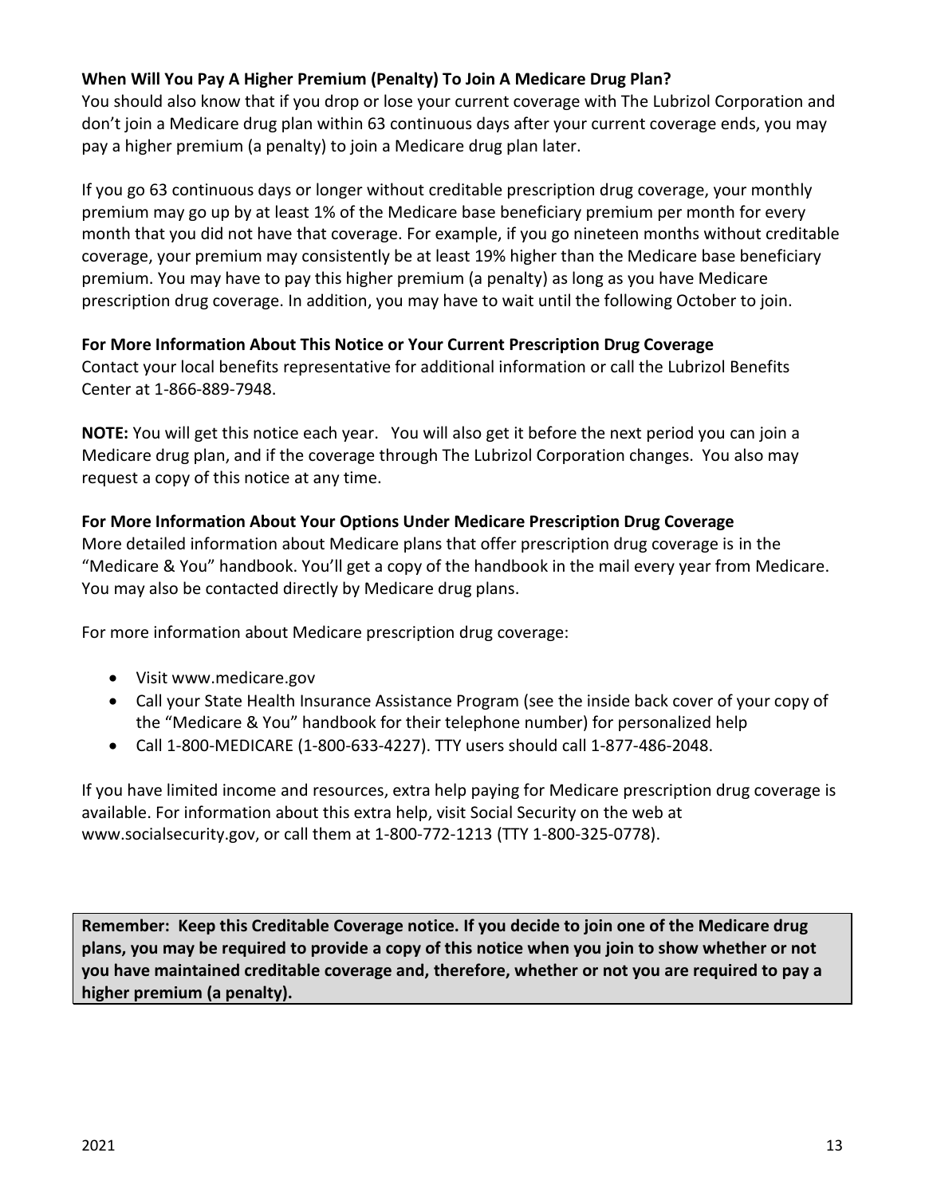**When Will You Pay A Higher Premium (Penalty) To Join A Medicare Drug Plan?**

You should also know that if you drop or lose your current coverage with The Lubrizol Corporation and don't join a Medicare drug plan within 63 continuous days after your current coverage ends, you may pay a higher premium (a penalty) to join a Medicare drug plan later.

If you go 63 continuous days or longer without creditable prescription drug coverage, your monthly premium may go up by at least 1% of the Medicare base beneficiary premium per month for every month that you did not have that coverage. For example, if you go nineteen months without creditable coverage, your premium may consistently be at least 19% higher than the Medicare base beneficiary premium. You may have to pay this higher premium (a penalty) as long as you have Medicare prescription drug coverage. In addition, you may have to wait until the following October to join.

**For More Information About This Notice or Your Current Prescription Drug Coverage**

Contact your local benefits representative for additional information or call the Lubrizol Benefits Center at 1-866-889-7948.

**NOTE:** You will get this notice each year. You will also get it before the next period you can join a Medicare drug plan, and if the coverage through The Lubrizol Corporation changes. You also may request a copy of this notice at any time.

**For More Information About Your Options Under Medicare Prescription Drug Coverage**

More detailed information about Medicare plans that offer prescription drug coverage is in the "Medicare & You" handbook. You'll get a copy of the handbook in the mail every year from Medicare. You may also be contacted directly by Medicare drug plans.

For more information about Medicare prescription drug coverage:

- Visit www.medicare.gov
- Call your State Health Insurance Assistance Program (see the inside back cover of your copy of the "Medicare & You" handbook for their telephone number) for personalized help
- Call 1-800-MEDICARE (1-800-633-4227). TTY users should call 1-877-486-2048.

If you have limited income and resources, extra help paying for Medicare prescription drug coverage is available. For information about this extra help, visit Social Security on the web at www.socialsecurity.gov, or call them at 1-800-772-1213 (TTY 1-800-325-0778).

**Remember: Keep this Creditable Coverage notice. If you decide to join one of the Medicare drug plans, you may be required to provide a copy of this notice when you join to show whether or not you have maintained creditable coverage and, therefore, whether or not you are required to pay a higher premium (a penalty).**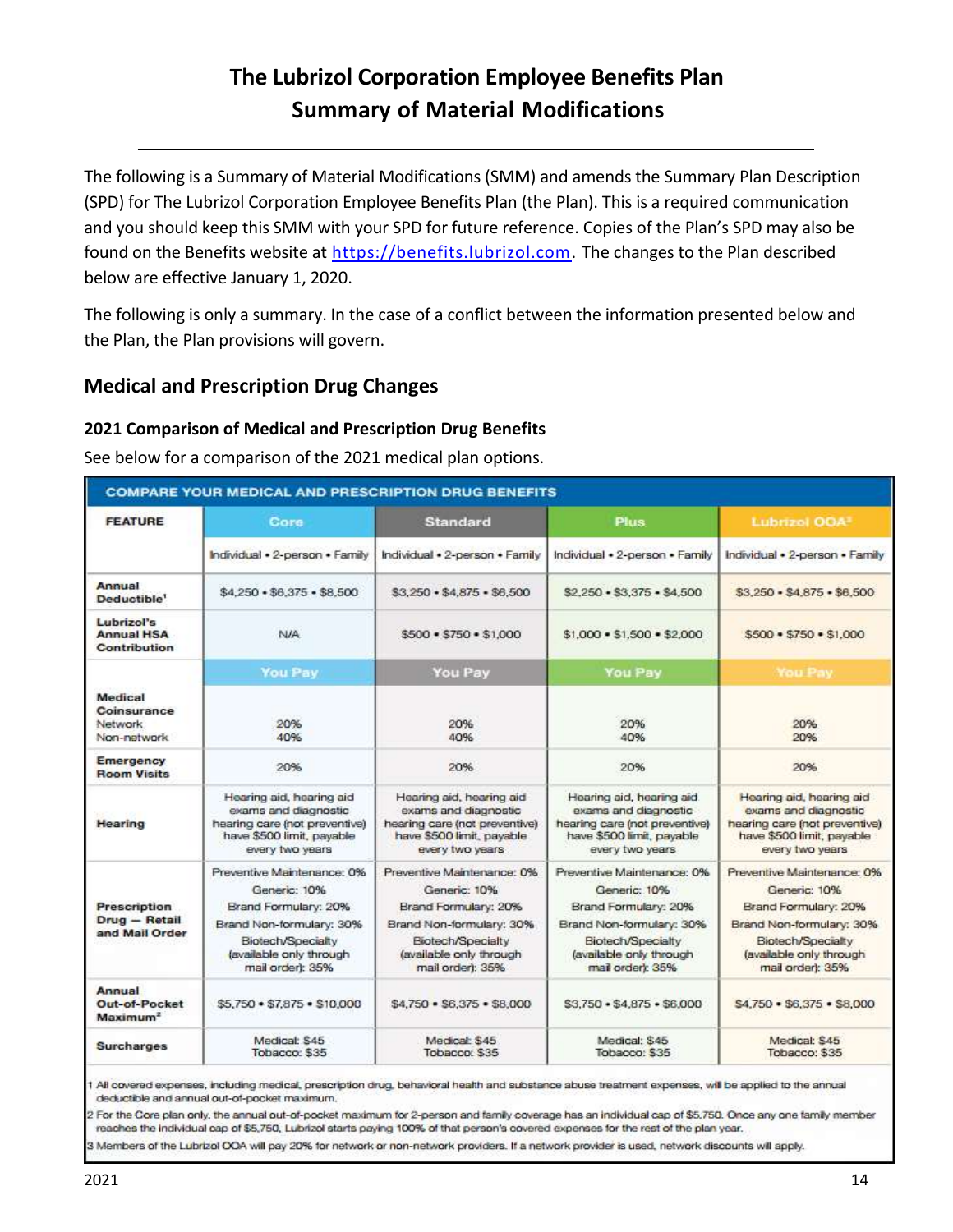# The Lubrizol Corporation Employee Benefits Plan
# Summary of Material Modifications

The following is a Summary of Material Modifications (SMM) and amends the Summary Plan Description (SPD) for The Lubrizol Corporation Employee Benefits Plan (the Plan). This is a required communication and you should keep this SMM with your SPD for future reference. Copies of the Plan's SPD may also be found on the Benefits website at https://benefits.lubrizol.com. The changes to the Plan described below are effective January 1, 2020.

The following is only a summary. In the case of a conflict between the information presented below and the Plan, the Plan provisions will govern.

## Medical and Prescription Drug Changes

### 2021 Comparison of Medical and Prescription Drug Benefits

See below for a comparison of the 2021 medical plan options.

**COMPARE YOUR MEDICAL AND PRESCRIPTION DRUG BENEFITS**

| FEATURE | Core | Standard | Plus | Lubrizol OOA[3] |
|---|---|---|---|---|
| | Individual • 2-person • Family | Individual • 2-person • Family | Individual • 2-person • Family | Individual • 2-person • Family |
| Annual Deductible[1] | $4,250 • $6,375 • $8,500 | $3,250 • $4,875 • $6,500 | $2,250 • $3,375 • $4,500 | $3,250 • $4,875 • $6,500 |
| Lubrizol's Annual HSA Contribution | N/A | $500 • $750 • $1,000 | $1,000 • $1,500 • $2,000 | $500 • $750 • $1,000 |
| | You Pay | You Pay | You Pay | You Pay |
| Medical Coinsurance<br>Network<br>Non-network | <br>20%<br>40% | <br>20%<br>40% | <br>20%<br>40% | <br>20%<br>20% |
| Emergency Room Visits | 20% | 20% | 20% | 20% |
| Hearing | Hearing aid, hearing aid exams and diagnostic hearing care (not preventive) have $500 limit, payable every two years | Hearing aid, hearing aid exams and diagnostic hearing care (not preventive) have $500 limit, payable every two years | Hearing aid, hearing aid exams and diagnostic hearing care (not preventive) have $500 limit, payable every two years | Hearing aid, hearing aid exams and diagnostic hearing care (not preventive) have $500 limit, payable every two years |
| Prescription Drug — Retail and Mail Order | Preventive Maintenance: 0%<br>Generic: 10%<br>Brand Formulary: 20%<br>Brand Non-formulary: 30%<br>Biotech/Specialty (available only through mail order): 35% | Preventive Maintenance: 0%<br>Generic: 10%<br>Brand Formulary: 20%<br>Brand Non-formulary: 30%<br>Biotech/Specialty (available only through mail order): 35% | Preventive Maintenance: 0%<br>Generic: 10%<br>Brand Formulary: 20%<br>Brand Non-formulary: 30%<br>Biotech/Specialty (available only through mail order): 35% | Preventive Maintenance: 0%<br>Generic: 10%<br>Brand Formulary: 20%<br>Brand Non-formulary: 30%<br>Biotech/Specialty (available only through mail order): 35% |
| Annual Out-of-Pocket Maximum[2] | $5,750 • $7,875 • $10,000 | $4,750 • $6,375 • $8,000 | $3,750 • $4,875 • $6,000 | $4,750 • $6,375 • $8,000 |
| Surcharges | Medical: $45<br>Tobacco: $35 | Medical: $45<br>Tobacco: $35 | Medical: $45<br>Tobacco: $35 | Medical: $45<br>Tobacco: $35 |

1 All covered expenses, including medical, prescription drug, behavioral health and substance abuse treatment expenses, will be applied to the annual deductible and annual out-of-pocket maximum.

2 For the Core plan only, the annual out-of-pocket maximum for 2-person and family coverage has an individual cap of $5,750. Once any one family member reaches the individual cap of $5,750, Lubrizol starts paying 100% of that person's covered expenses for the rest of the plan year.

3 Members of the Lubrizol OOA will pay 20% for network or non-network providers. If a network provider is used, network discounts will apply.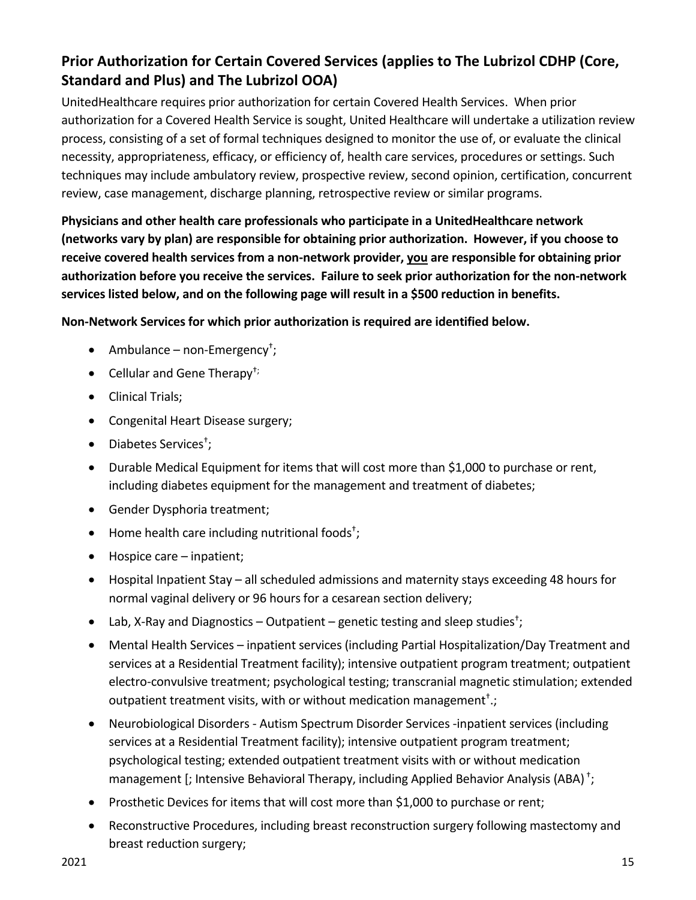## Prior Authorization for Certain Covered Services (applies to The Lubrizol CDHP (Core, Standard and Plus) and The Lubrizol OOA)

UnitedHealthcare requires prior authorization for certain Covered Health Services. When prior authorization for a Covered Health Service is sought, United Healthcare will undertake a utilization review process, consisting of a set of formal techniques designed to monitor the use of, or evaluate the clinical necessity, appropriateness, efficacy, or efficiency of, health care services, procedures or settings. Such techniques may include ambulatory review, prospective review, second opinion, certification, concurrent review, case management, discharge planning, retrospective review or similar programs.

**Physicians and other health care professionals who participate in a UnitedHealthcare network (networks vary by plan) are responsible for obtaining prior authorization. However, if you choose to receive covered health services from a non-network provider, <u>you</u> are responsible for obtaining prior authorization before you receive the services. Failure to seek prior authorization for the non-network services listed below, and on the following page will result in a $500 reduction in benefits.**

**Non-Network Services for which prior authorization is required are identified below.**

- Ambulance – non-Emergency†;
- Cellular and Gene Therapy†;
- Clinical Trials;
- Congenital Heart Disease surgery;
- Diabetes Services†;
- Durable Medical Equipment for items that will cost more than $1,000 to purchase or rent, including diabetes equipment for the management and treatment of diabetes;
- Gender Dysphoria treatment;
- Home health care including nutritional foods†;
- Hospice care – inpatient;
- Hospital Inpatient Stay – all scheduled admissions and maternity stays exceeding 48 hours for normal vaginal delivery or 96 hours for a cesarean section delivery;
- Lab, X-Ray and Diagnostics – Outpatient – genetic testing and sleep studies†;
- Mental Health Services – inpatient services (including Partial Hospitalization/Day Treatment and services at a Residential Treatment facility); intensive outpatient program treatment; outpatient electro-convulsive treatment; psychological testing; transcranial magnetic stimulation; extended outpatient treatment visits, with or without medication management†.;
- Neurobiological Disorders - Autism Spectrum Disorder Services -inpatient services (including services at a Residential Treatment facility); intensive outpatient program treatment; psychological testing; extended outpatient treatment visits with or without medication management [; Intensive Behavioral Therapy, including Applied Behavior Analysis (ABA) †;
- Prosthetic Devices for items that will cost more than $1,000 to purchase or rent;
- Reconstructive Procedures, including breast reconstruction surgery following mastectomy and breast reduction surgery;

2021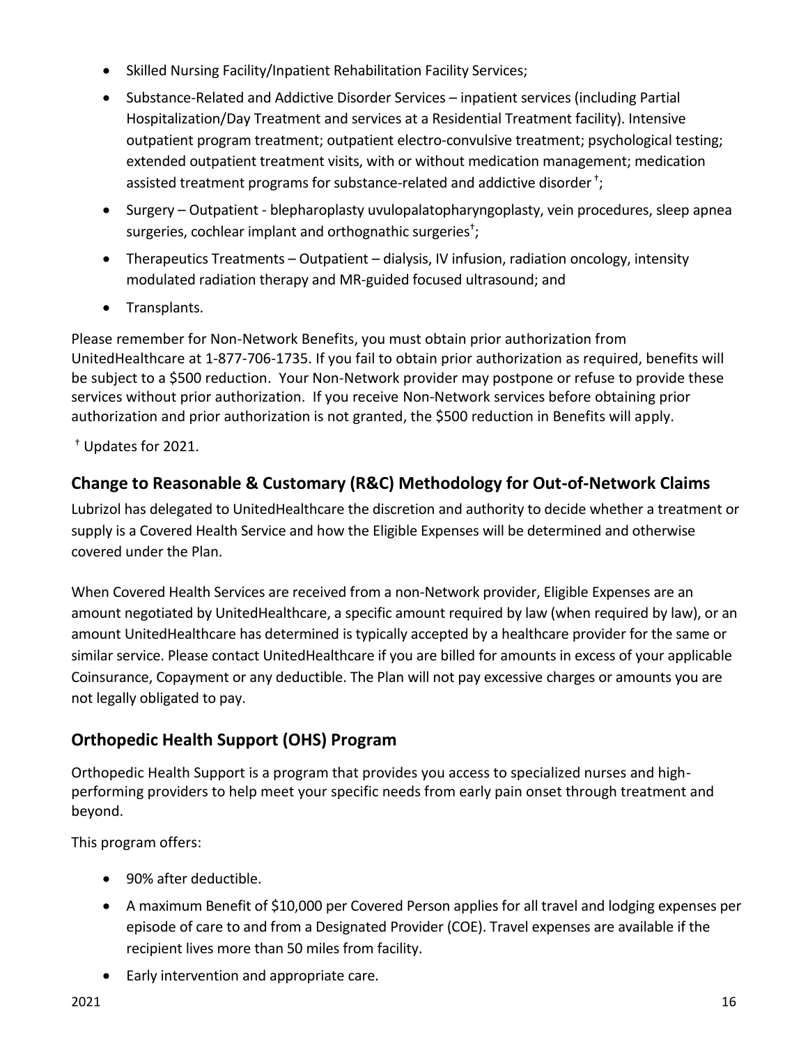- Skilled Nursing Facility/Inpatient Rehabilitation Facility Services;
- Substance-Related and Addictive Disorder Services – inpatient services (including Partial Hospitalization/Day Treatment and services at a Residential Treatment facility). Intensive outpatient program treatment; outpatient electro-convulsive treatment; psychological testing; extended outpatient treatment visits, with or without medication management; medication assisted treatment programs for substance-related and addictive disorder [†];
- Surgery – Outpatient - blepharoplasty uvulopalatopharyngoplasty, vein procedures, sleep apnea surgeries, cochlear implant and orthognathic surgeries[†];
- Therapeutics Treatments – Outpatient – dialysis, IV infusion, radiation oncology, intensity modulated radiation therapy and MR-guided focused ultrasound; and
- Transplants.

Please remember for Non-Network Benefits, you must obtain prior authorization from UnitedHealthcare at 1-877-706-1735. If you fail to obtain prior authorization as required, benefits will be subject to a $500 reduction. Your Non-Network provider may postpone or refuse to provide these services without prior authorization. If you receive Non-Network services before obtaining prior authorization and prior authorization is not granted, the $500 reduction in Benefits will apply.

[†] Updates for 2021.

## Change to Reasonable & Customary (R&C) Methodology for Out-of-Network Claims

Lubrizol has delegated to UnitedHealthcare the discretion and authority to decide whether a treatment or supply is a Covered Health Service and how the Eligible Expenses will be determined and otherwise covered under the Plan.

When Covered Health Services are received from a non-Network provider, Eligible Expenses are an amount negotiated by UnitedHealthcare, a specific amount required by law (when required by law), or an amount UnitedHealthcare has determined is typically accepted by a healthcare provider for the same or similar service. Please contact UnitedHealthcare if you are billed for amounts in excess of your applicable Coinsurance, Copayment or any deductible. The Plan will not pay excessive charges or amounts you are not legally obligated to pay.

## Orthopedic Health Support (OHS) Program

Orthopedic Health Support is a program that provides you access to specialized nurses and high-performing providers to help meet your specific needs from early pain onset through treatment and beyond.

This program offers:

- 90% after deductible.
- A maximum Benefit of $10,000 per Covered Person applies for all travel and lodging expenses per episode of care to and from a Designated Provider (COE). Travel expenses are available if the recipient lives more than 50 miles from facility.
- Early intervention and appropriate care.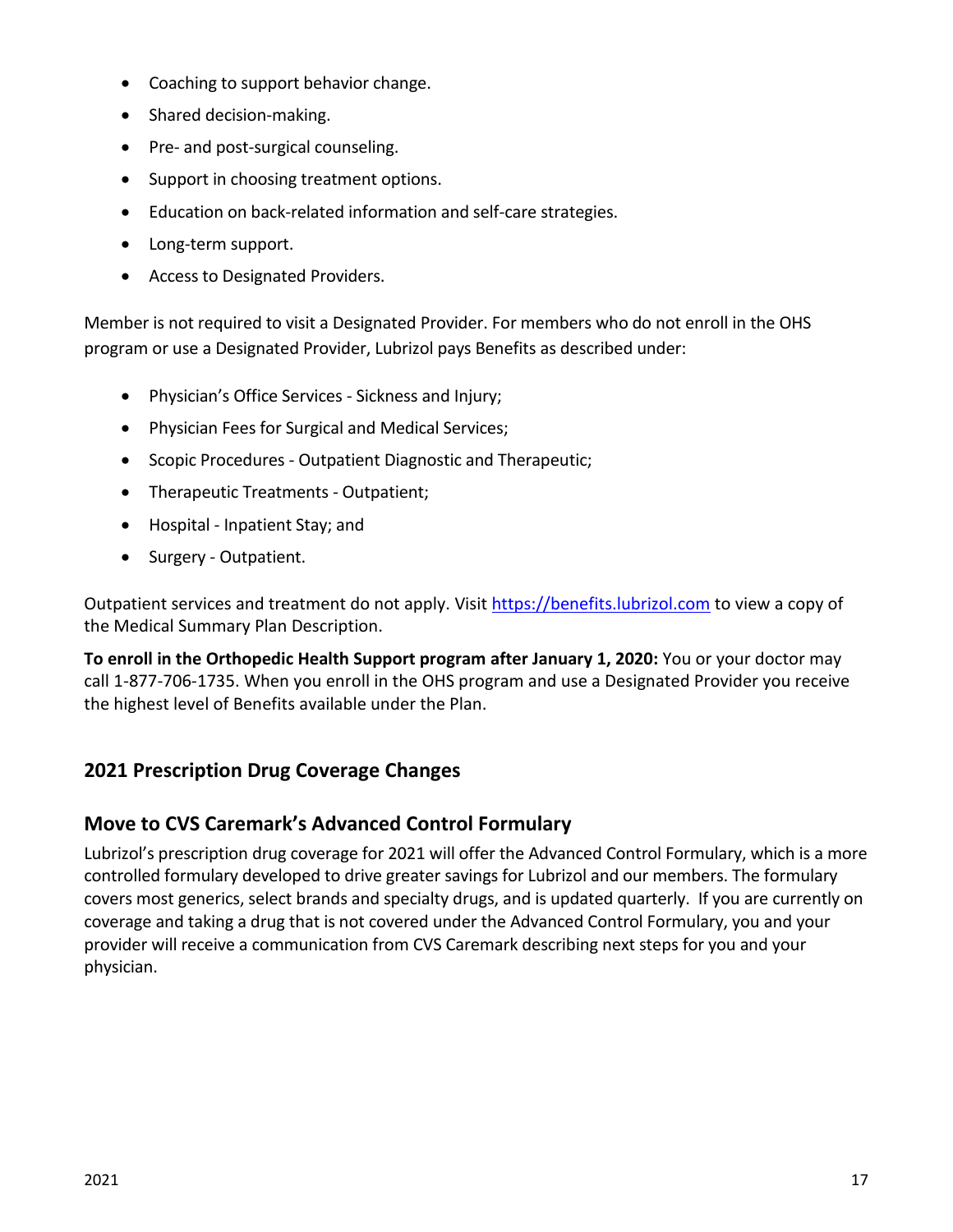- Coaching to support behavior change.
- Shared decision-making.
- Pre- and post-surgical counseling.
- Support in choosing treatment options.
- Education on back-related information and self-care strategies.
- Long-term support.
- Access to Designated Providers.

Member is not required to visit a Designated Provider. For members who do not enroll in the OHS program or use a Designated Provider, Lubrizol pays Benefits as described under:

- Physician's Office Services - Sickness and Injury;
- Physician Fees for Surgical and Medical Services;
- Scopic Procedures - Outpatient Diagnostic and Therapeutic;
- Therapeutic Treatments - Outpatient;
- Hospital - Inpatient Stay; and
- Surgery - Outpatient.

Outpatient services and treatment do not apply. Visit https://benefits.lubrizol.com to view a copy of the Medical Summary Plan Description.

**To enroll in the Orthopedic Health Support program after January 1, 2020:** You or your doctor may call 1-877-706-1735. When you enroll in the OHS program and use a Designated Provider you receive the highest level of Benefits available under the Plan.

## 2021 Prescription Drug Coverage Changes

### Move to CVS Caremark's Advanced Control Formulary

Lubrizol's prescription drug coverage for 2021 will offer the Advanced Control Formulary, which is a more controlled formulary developed to drive greater savings for Lubrizol and our members. The formulary covers most generics, select brands and specialty drugs, and is updated quarterly. If you are currently on coverage and taking a drug that is not covered under the Advanced Control Formulary, you and your provider will receive a communication from CVS Caremark describing next steps for you and your physician.